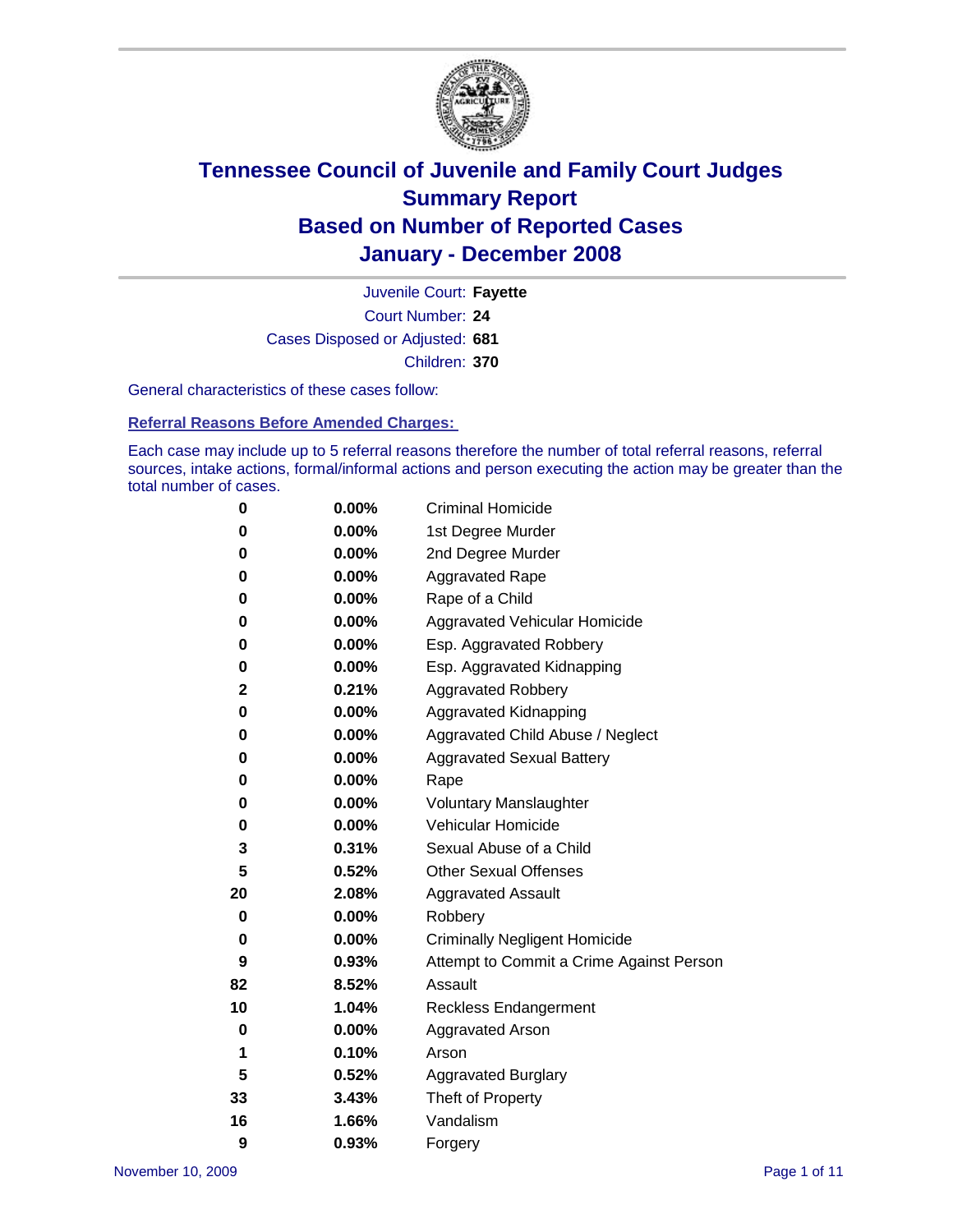# Tennessee Council of Juvenile and Family Court Judges
## Summary Report
## Based on Number of Reported Cases
## January - December 2008

Juvenile Court: **Fayette**
Court Number: **24**
Cases Disposed or Adjusted: **681**
Children: **370**

General characteristics of these cases follow:

### Referral Reasons Before Amended Charges:

Each case may include up to 5 referral reasons therefore the number of total referral reasons, referral sources, intake actions, formal/informal actions and person executing the action may be greater than the total number of cases.

| | | |
|---|---|---|
| 0 | 0.00% | Criminal Homicide |
| 0 | 0.00% | 1st Degree Murder |
| 0 | 0.00% | 2nd Degree Murder |
| 0 | 0.00% | Aggravated Rape |
| 0 | 0.00% | Rape of a Child |
| 0 | 0.00% | Aggravated Vehicular Homicide |
| 0 | 0.00% | Esp. Aggravated Robbery |
| 0 | 0.00% | Esp. Aggravated Kidnapping |
| 2 | 0.21% | Aggravated Robbery |
| 0 | 0.00% | Aggravated Kidnapping |
| 0 | 0.00% | Aggravated Child Abuse / Neglect |
| 0 | 0.00% | Aggravated Sexual Battery |
| 0 | 0.00% | Rape |
| 0 | 0.00% | Voluntary Manslaughter |
| 0 | 0.00% | Vehicular Homicide |
| 3 | 0.31% | Sexual Abuse of a Child |
| 5 | 0.52% | Other Sexual Offenses |
| 20 | 2.08% | Aggravated Assault |
| 0 | 0.00% | Robbery |
| 0 | 0.00% | Criminally Negligent Homicide |
| 9 | 0.93% | Attempt to Commit a Crime Against Person |
| 82 | 8.52% | Assault |
| 10 | 1.04% | Reckless Endangerment |
| 0 | 0.00% | Aggravated Arson |
| 1 | 0.10% | Arson |
| 5 | 0.52% | Aggravated Burglary |
| 33 | 3.43% | Theft of Property |
| 16 | 1.66% | Vandalism |
| 9 | 0.93% | Forgery |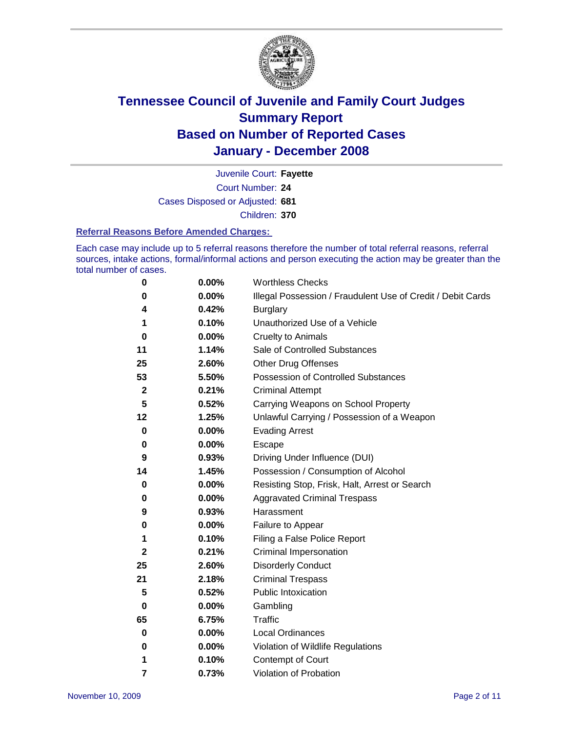# Tennessee Council of Juvenile and Family Court Judges
## Summary Report
## Based on Number of Reported Cases
## January - December 2008

Juvenile Court: **Fayette**

Court Number: **24**

Cases Disposed or Adjusted: **681**

Children: **370**

### Referral Reasons Before Amended Charges:

Each case may include up to 5 referral reasons therefore the number of total referral reasons, referral sources, intake actions, formal/informal actions and person executing the action may be greater than the total number of cases.

| Count | Percent | Referral Reason |
|---|---|---|
| 0 | 0.00% | Worthless Checks |
| 0 | 0.00% | Illegal Possession / Fraudulent Use of Credit / Debit Cards |
| 4 | 0.42% | Burglary |
| 1 | 0.10% | Unauthorized Use of a Vehicle |
| 0 | 0.00% | Cruelty to Animals |
| 11 | 1.14% | Sale of Controlled Substances |
| 25 | 2.60% | Other Drug Offenses |
| 53 | 5.50% | Possession of Controlled Substances |
| 2 | 0.21% | Criminal Attempt |
| 5 | 0.52% | Carrying Weapons on School Property |
| 12 | 1.25% | Unlawful Carrying / Possession of a Weapon |
| 0 | 0.00% | Evading Arrest |
| 0 | 0.00% | Escape |
| 9 | 0.93% | Driving Under Influence (DUI) |
| 14 | 1.45% | Possession / Consumption of Alcohol |
| 0 | 0.00% | Resisting Stop, Frisk, Halt, Arrest or Search |
| 0 | 0.00% | Aggravated Criminal Trespass |
| 9 | 0.93% | Harassment |
| 0 | 0.00% | Failure to Appear |
| 1 | 0.10% | Filing a False Police Report |
| 2 | 0.21% | Criminal Impersonation |
| 25 | 2.60% | Disorderly Conduct |
| 21 | 2.18% | Criminal Trespass |
| 5 | 0.52% | Public Intoxication |
| 0 | 0.00% | Gambling |
| 65 | 6.75% | Traffic |
| 0 | 0.00% | Local Ordinances |
| 0 | 0.00% | Violation of Wildlife Regulations |
| 1 | 0.10% | Contempt of Court |
| 7 | 0.73% | Violation of Probation |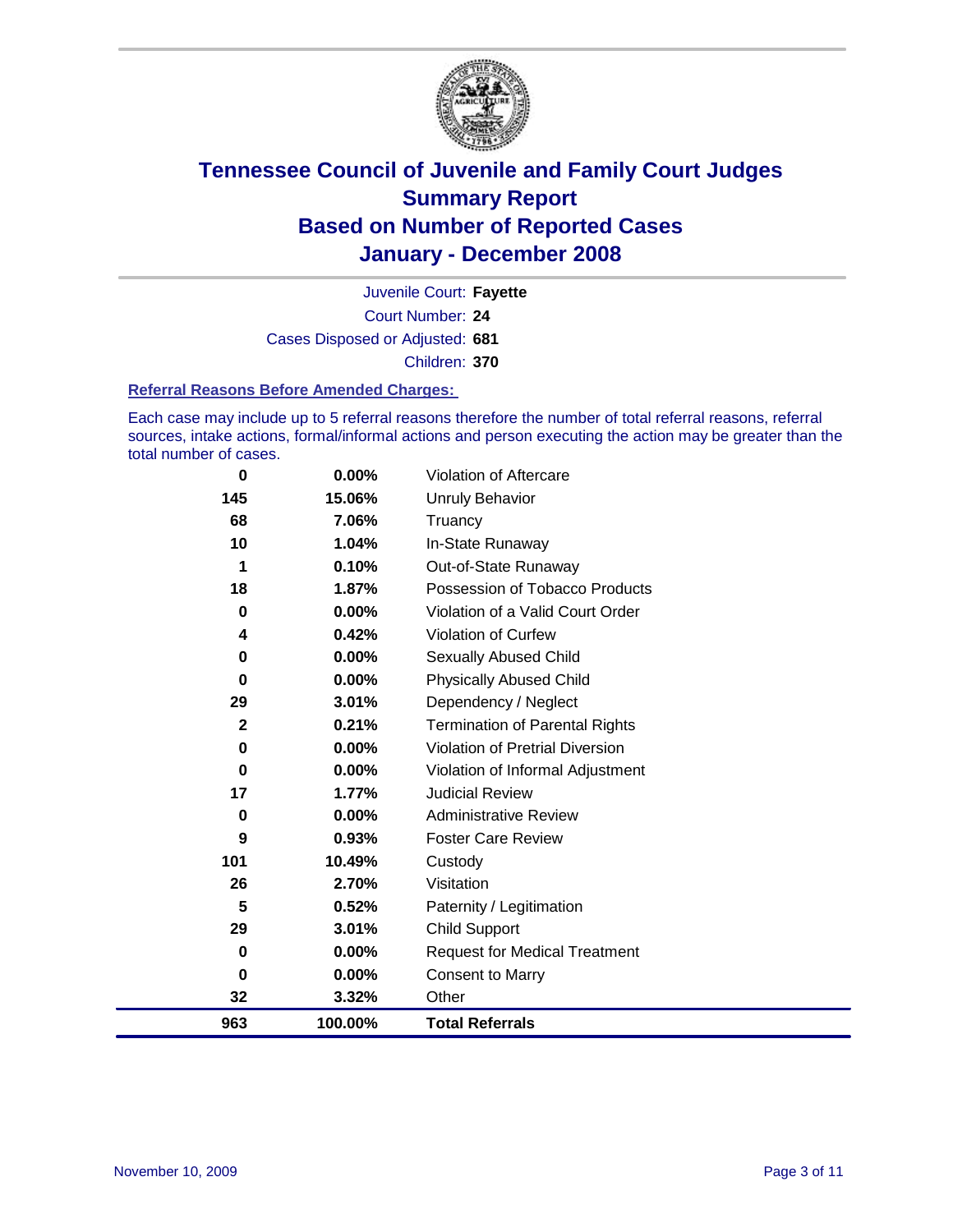# Tennessee Council of Juvenile and Family Court Judges
## Summary Report
## Based on Number of Reported Cases
## January - December 2008

Juvenile Court: **Fayette**

Court Number: **24**

Cases Disposed or Adjusted: **681**

Children: **370**

### Referral Reasons Before Amended Charges:

Each case may include up to 5 referral reasons therefore the number of total referral reasons, referral sources, intake actions, formal/informal actions and person executing the action may be greater than the total number of cases.

| Count | Percent | Referral Reason |
|---|---|---|
| 0 | 0.00% | Violation of Aftercare |
| 145 | 15.06% | Unruly Behavior |
| 68 | 7.06% | Truancy |
| 10 | 1.04% | In-State Runaway |
| 1 | 0.10% | Out-of-State Runaway |
| 18 | 1.87% | Possession of Tobacco Products |
| 0 | 0.00% | Violation of a Valid Court Order |
| 4 | 0.42% | Violation of Curfew |
| 0 | 0.00% | Sexually Abused Child |
| 0 | 0.00% | Physically Abused Child |
| 29 | 3.01% | Dependency / Neglect |
| 2 | 0.21% | Termination of Parental Rights |
| 0 | 0.00% | Violation of Pretrial Diversion |
| 0 | 0.00% | Violation of Informal Adjustment |
| 17 | 1.77% | Judicial Review |
| 0 | 0.00% | Administrative Review |
| 9 | 0.93% | Foster Care Review |
| 101 | 10.49% | Custody |
| 26 | 2.70% | Visitation |
| 5 | 0.52% | Paternity / Legitimation |
| 29 | 3.01% | Child Support |
| 0 | 0.00% | Request for Medical Treatment |
| 0 | 0.00% | Consent to Marry |
| 32 | 3.32% | Other |
| **963** | **100.00%** | **Total Referrals** |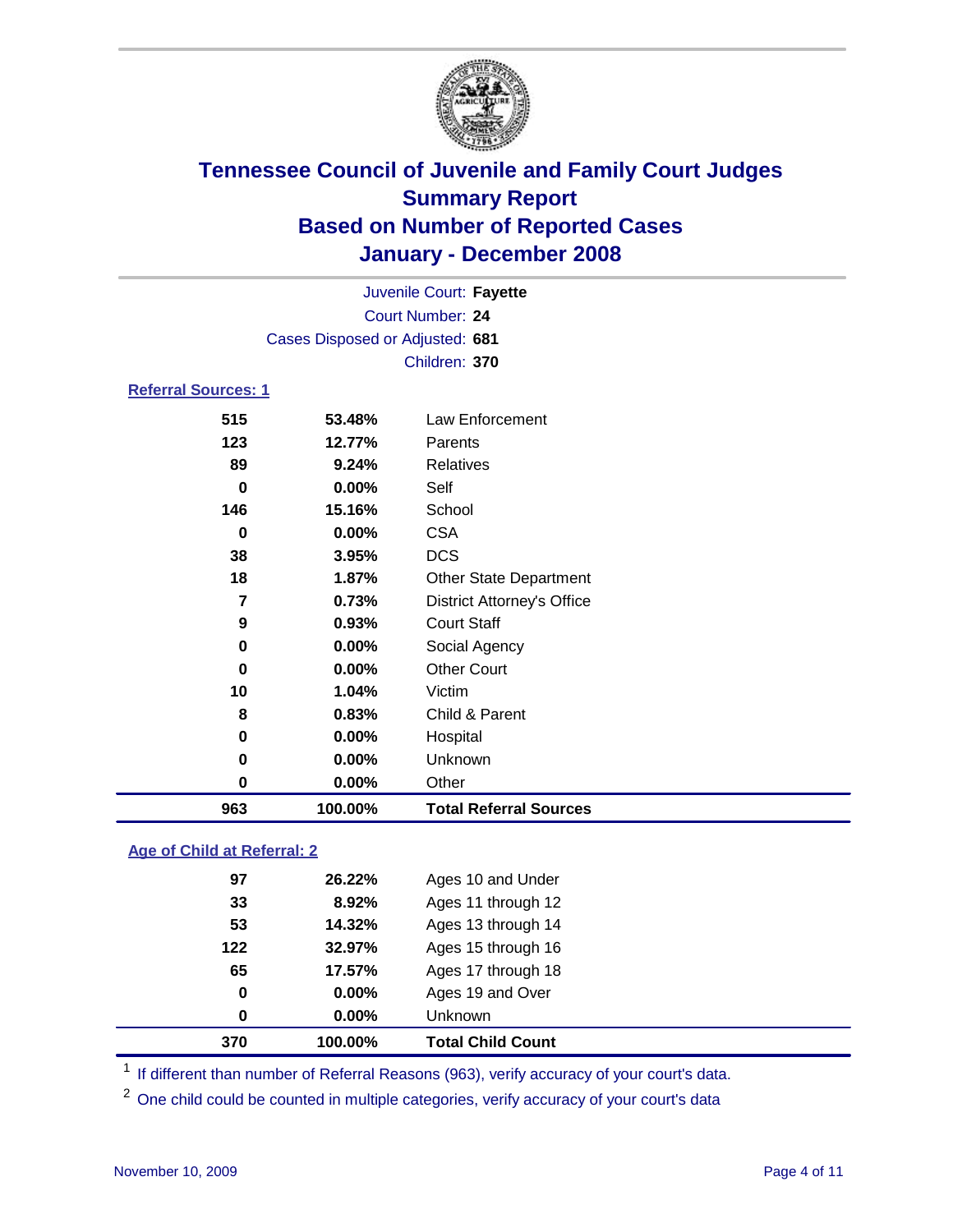# Tennessee Council of Juvenile and Family Court Judges
## Summary Report
## Based on Number of Reported Cases
## January - December 2008

Juvenile Court: **Fayette**
Court Number: **24**
Cases Disposed or Adjusted: **681**
Children: **370**

### Referral Sources: 1

| | | |
|---|---|---|
| 515 | 53.48% | Law Enforcement |
| 123 | 12.77% | Parents |
| 89 | 9.24% | Relatives |
| 0 | 0.00% | Self |
| 146 | 15.16% | School |
| 0 | 0.00% | CSA |
| 38 | 3.95% | DCS |
| 18 | 1.87% | Other State Department |
| 7 | 0.73% | District Attorney's Office |
| 9 | 0.93% | Court Staff |
| 0 | 0.00% | Social Agency |
| 0 | 0.00% | Other Court |
| 10 | 1.04% | Victim |
| 8 | 0.83% | Child & Parent |
| 0 | 0.00% | Hospital |
| 0 | 0.00% | Unknown |
| 0 | 0.00% | Other |
| **963** | **100.00%** | **Total Referral Sources** |

### Age of Child at Referral: 2

| | | |
|---|---|---|
| 97 | 26.22% | Ages 10 and Under |
| 33 | 8.92% | Ages 11 through 12 |
| 53 | 14.32% | Ages 13 through 14 |
| 122 | 32.97% | Ages 15 through 16 |
| 65 | 17.57% | Ages 17 through 18 |
| 0 | 0.00% | Ages 19 and Over |
| 0 | 0.00% | Unknown |
| **370** | **100.00%** | **Total Child Count** |

[1] If different than number of Referral Reasons (963), verify accuracy of your court's data.

[2] One child could be counted in multiple categories, verify accuracy of your court's data

November 10, 2009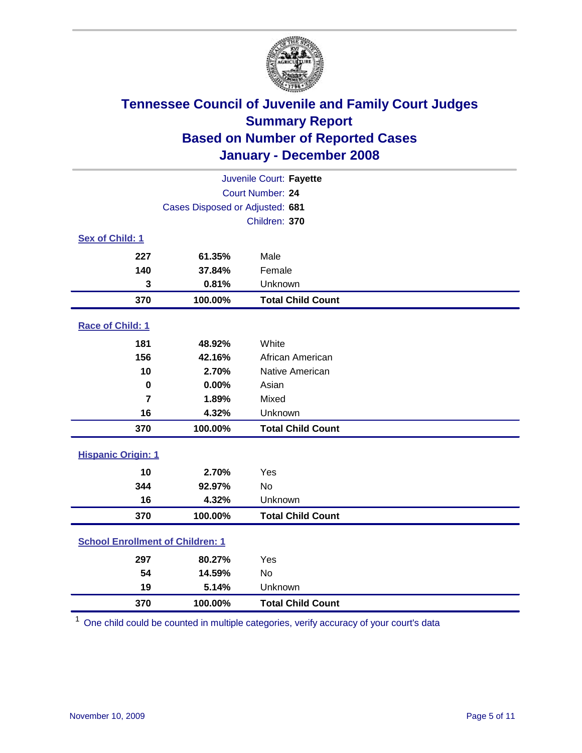# Tennessee Council of Juvenile and Family Court Judges
## Summary Report
## Based on Number of Reported Cases
## January - December 2008

Juvenile Court: **Fayette**
Court Number: **24**
Cases Disposed or Adjusted: **681**
Children: **370**

### Sex of Child: 1

| | | |
|---|---|---|
| 227 | 61.35% | Male |
| 140 | 37.84% | Female |
| 3 | 0.81% | Unknown |
| **370** | **100.00%** | **Total Child Count** |

### Race of Child: 1

| | | |
|---|---|---|
| 181 | 48.92% | White |
| 156 | 42.16% | African American |
| 10 | 2.70% | Native American |
| 0 | 0.00% | Asian |
| 7 | 1.89% | Mixed |
| 16 | 4.32% | Unknown |
| **370** | **100.00%** | **Total Child Count** |

### Hispanic Origin: 1

| | | |
|---|---|---|
| 10 | 2.70% | Yes |
| 344 | 92.97% | No |
| 16 | 4.32% | Unknown |
| **370** | **100.00%** | **Total Child Count** |

### School Enrollment of Children: 1

| | | |
|---|---|---|
| 297 | 80.27% | Yes |
| 54 | 14.59% | No |
| 19 | 5.14% | Unknown |
| **370** | **100.00%** | **Total Child Count** |

[1] One child could be counted in multiple categories, verify accuracy of your court's data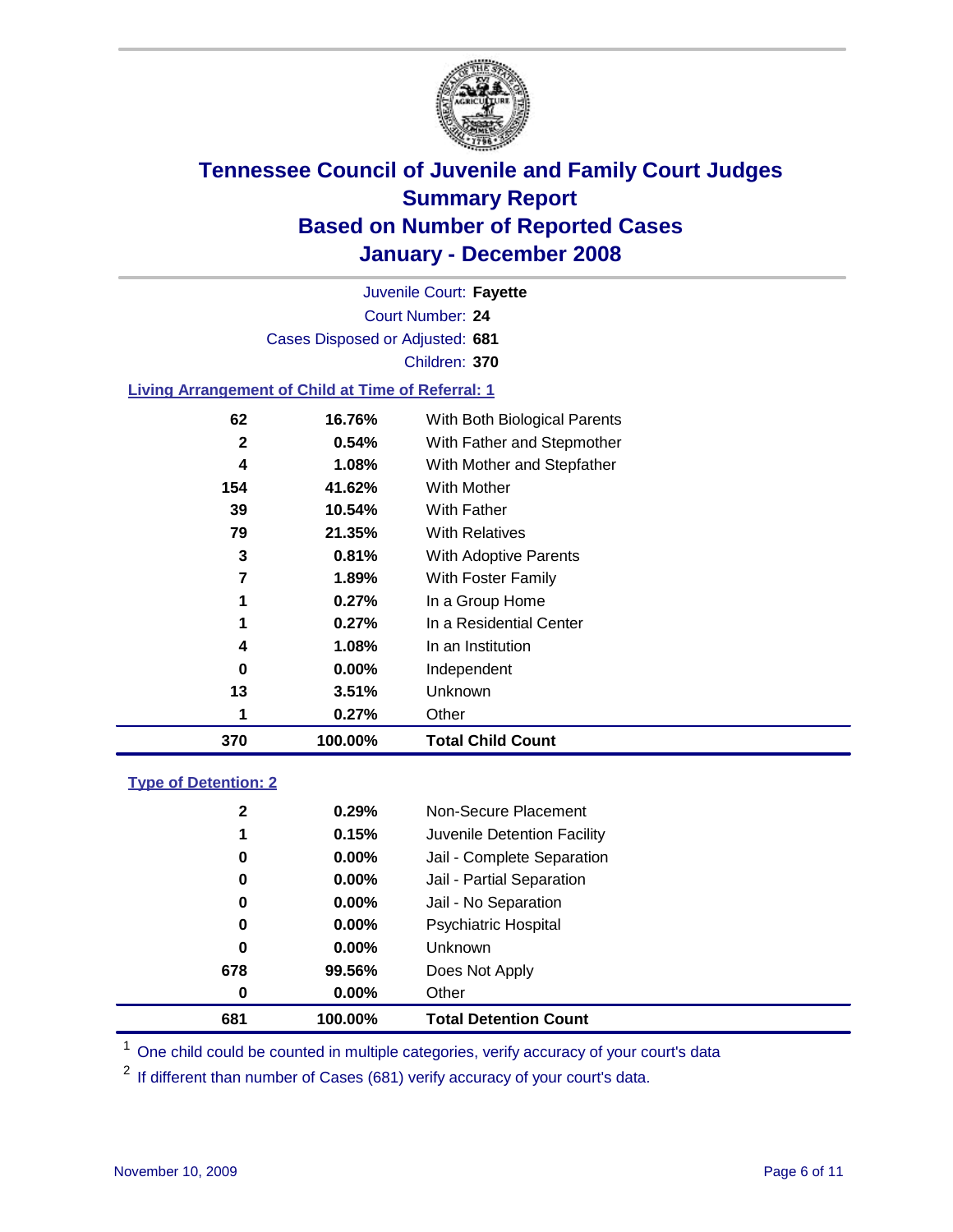# Tennessee Council of Juvenile and Family Court Judges
## Summary Report
## Based on Number of Reported Cases
## January - December 2008

Juvenile Court: **Fayette**
Court Number: **24**
Cases Disposed or Adjusted: **681**
Children: **370**

### Living Arrangement of Child at Time of Referral: 1

| | | |
|---|---|---|
| 62 | 16.76% | With Both Biological Parents |
| 2 | 0.54% | With Father and Stepmother |
| 4 | 1.08% | With Mother and Stepfather |
| 154 | 41.62% | With Mother |
| 39 | 10.54% | With Father |
| 79 | 21.35% | With Relatives |
| 3 | 0.81% | With Adoptive Parents |
| 7 | 1.89% | With Foster Family |
| 1 | 0.27% | In a Group Home |
| 1 | 0.27% | In a Residential Center |
| 4 | 1.08% | In an Institution |
| 0 | 0.00% | Independent |
| 13 | 3.51% | Unknown |
| 1 | 0.27% | Other |
| **370** | **100.00%** | **Total Child Count** |

### Type of Detention: 2

| | | |
|---|---|---|
| 2 | 0.29% | Non-Secure Placement |
| 1 | 0.15% | Juvenile Detention Facility |
| 0 | 0.00% | Jail - Complete Separation |
| 0 | 0.00% | Jail - Partial Separation |
| 0 | 0.00% | Jail - No Separation |
| 0 | 0.00% | Psychiatric Hospital |
| 0 | 0.00% | Unknown |
| 678 | 99.56% | Does Not Apply |
| 0 | 0.00% | Other |
| **681** | **100.00%** | **Total Detention Count** |

[1] One child could be counted in multiple categories, verify accuracy of your court's data

[2] If different than number of Cases (681) verify accuracy of your court's data.

November 10, 2009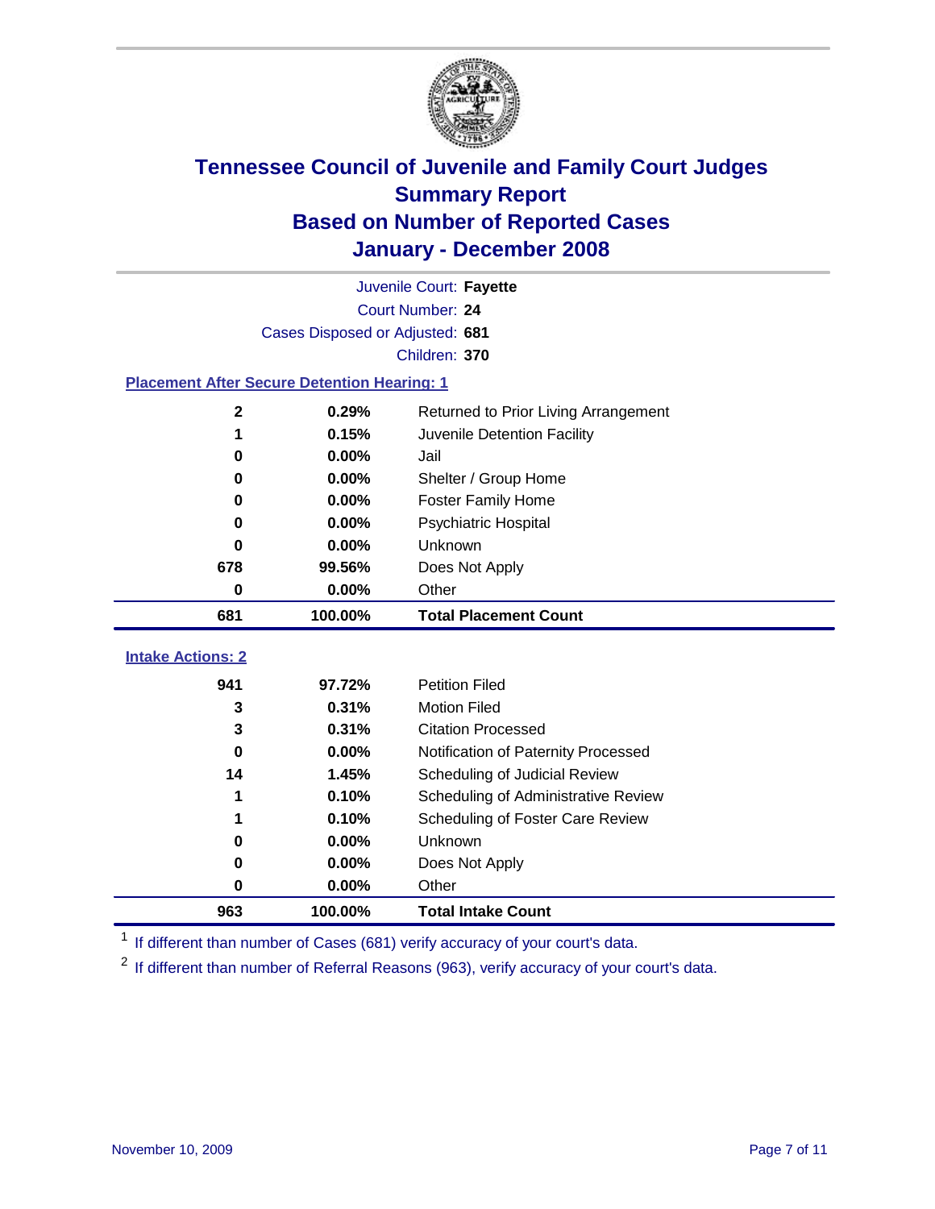# Tennessee Council of Juvenile and Family Court Judges
## Summary Report
## Based on Number of Reported Cases
## January - December 2008

Juvenile Court: **Fayette**
Court Number: **24**
Cases Disposed or Adjusted: **681**
Children: **370**

### Placement After Secure Detention Hearing: 1

| Count | Percent | Placement |
|---|---|---|
| 2 | 0.29% | Returned to Prior Living Arrangement |
| 1 | 0.15% | Juvenile Detention Facility |
| 0 | 0.00% | Jail |
| 0 | 0.00% | Shelter / Group Home |
| 0 | 0.00% | Foster Family Home |
| 0 | 0.00% | Psychiatric Hospital |
| 0 | 0.00% | Unknown |
| 678 | 99.56% | Does Not Apply |
| 0 | 0.00% | Other |
| **681** | **100.00%** | **Total Placement Count** |

### Intake Actions: 2

| Count | Percent | Intake Action |
|---|---|---|
| 941 | 97.72% | Petition Filed |
| 3 | 0.31% | Motion Filed |
| 3 | 0.31% | Citation Processed |
| 0 | 0.00% | Notification of Paternity Processed |
| 14 | 1.45% | Scheduling of Judicial Review |
| 1 | 0.10% | Scheduling of Administrative Review |
| 1 | 0.10% | Scheduling of Foster Care Review |
| 0 | 0.00% | Unknown |
| 0 | 0.00% | Does Not Apply |
| 0 | 0.00% | Other |
| **963** | **100.00%** | **Total Intake Count** |

[1] If different than number of Cases (681) verify accuracy of your court's data.

[2] If different than number of Referral Reasons (963), verify accuracy of your court's data.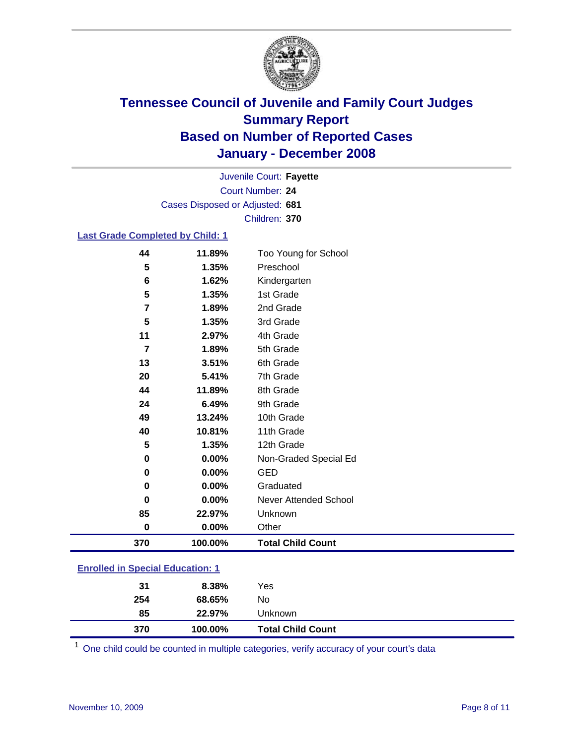# Tennessee Council of Juvenile and Family Court Judges
## Summary Report
## Based on Number of Reported Cases
## January - December 2008

Juvenile Court: **Fayette**
Court Number: **24**
Cases Disposed or Adjusted: **681**
Children: **370**

### Last Grade Completed by Child: 1

| Count | Percent | Category |
|---|---|---|
| 44 | 11.89% | Too Young for School |
| 5 | 1.35% | Preschool |
| 6 | 1.62% | Kindergarten |
| 5 | 1.35% | 1st Grade |
| 7 | 1.89% | 2nd Grade |
| 5 | 1.35% | 3rd Grade |
| 11 | 2.97% | 4th Grade |
| 7 | 1.89% | 5th Grade |
| 13 | 3.51% | 6th Grade |
| 20 | 5.41% | 7th Grade |
| 44 | 11.89% | 8th Grade |
| 24 | 6.49% | 9th Grade |
| 49 | 13.24% | 10th Grade |
| 40 | 10.81% | 11th Grade |
| 5 | 1.35% | 12th Grade |
| 0 | 0.00% | Non-Graded Special Ed |
| 0 | 0.00% | GED |
| 0 | 0.00% | Graduated |
| 0 | 0.00% | Never Attended School |
| 85 | 22.97% | Unknown |
| 0 | 0.00% | Other |
| **370** | **100.00%** | **Total Child Count** |

### Enrolled in Special Education: 1

| Count | Percent | Category |
|---|---|---|
| 31 | 8.38% | Yes |
| 254 | 68.65% | No |
| 85 | 22.97% | Unknown |
| **370** | **100.00%** | **Total Child Count** |

[1] One child could be counted in multiple categories, verify accuracy of your court's data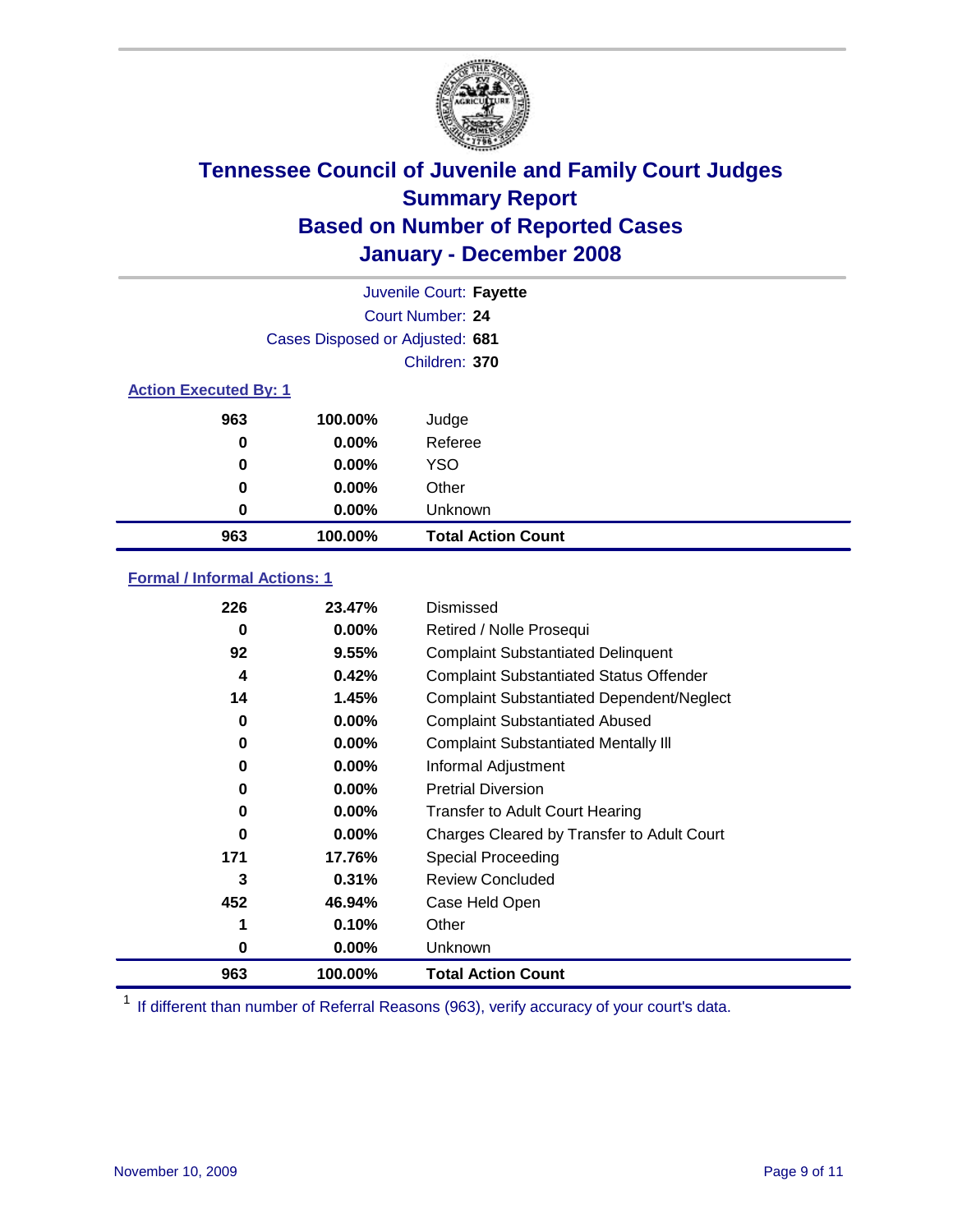# Tennessee Council of Juvenile and Family Court Judges
## Summary Report
## Based on Number of Reported Cases
## January - December 2008

Juvenile Court: **Fayette**
Court Number: **24**
Cases Disposed or Adjusted: **681**
Children: **370**

### Action Executed By: 1

| | | |
|---|---|---|
| 963 | 100.00% | Judge |
| 0 | 0.00% | Referee |
| 0 | 0.00% | YSO |
| 0 | 0.00% | Other |
| 0 | 0.00% | Unknown |
| **963** | **100.00%** | **Total Action Count** |

### Formal / Informal Actions: 1

| | | |
|---|---|---|
| 226 | 23.47% | Dismissed |
| 0 | 0.00% | Retired / Nolle Prosequi |
| 92 | 9.55% | Complaint Substantiated Delinquent |
| 4 | 0.42% | Complaint Substantiated Status Offender |
| 14 | 1.45% | Complaint Substantiated Dependent/Neglect |
| 0 | 0.00% | Complaint Substantiated Abused |
| 0 | 0.00% | Complaint Substantiated Mentally Ill |
| 0 | 0.00% | Informal Adjustment |
| 0 | 0.00% | Pretrial Diversion |
| 0 | 0.00% | Transfer to Adult Court Hearing |
| 0 | 0.00% | Charges Cleared by Transfer to Adult Court |
| 171 | 17.76% | Special Proceeding |
| 3 | 0.31% | Review Concluded |
| 452 | 46.94% | Case Held Open |
| 1 | 0.10% | Other |
| 0 | 0.00% | Unknown |
| **963** | **100.00%** | **Total Action Count** |

[1] If different than number of Referral Reasons (963), verify accuracy of your court's data.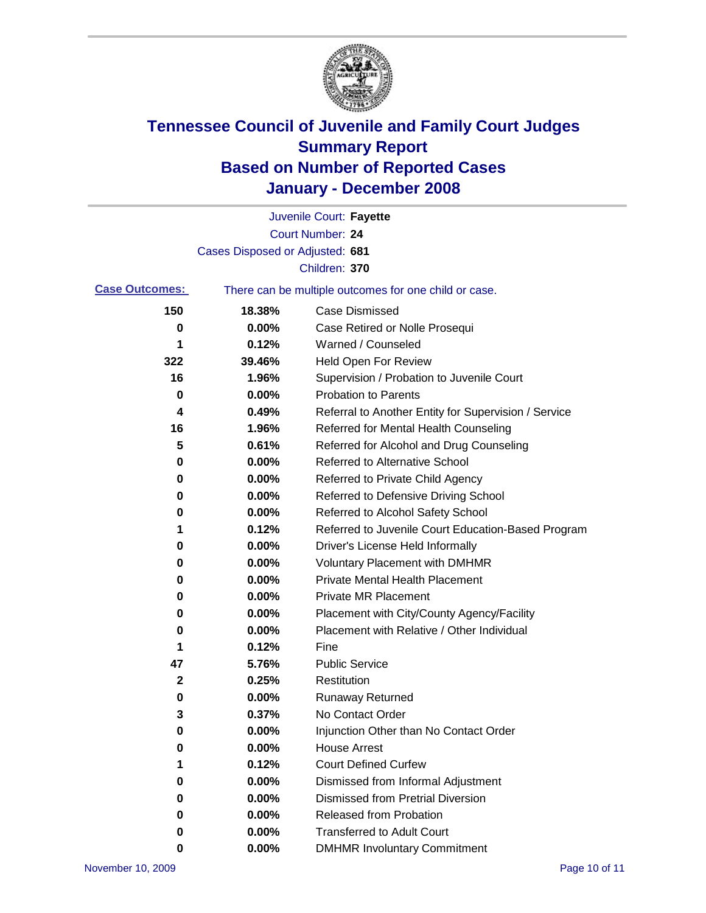# Tennessee Council of Juvenile and Family Court Judges
## Summary Report
## Based on Number of Reported Cases
## January - December 2008

Juvenile Court: **Fayette**
Court Number: **24**
Cases Disposed or Adjusted: **681**
Children: **370**

**Case Outcomes:** There can be multiple outcomes for one child or case.

| | | |
|---|---|---|
| 150 | 18.38% | Case Dismissed |
| 0 | 0.00% | Case Retired or Nolle Prosequi |
| 1 | 0.12% | Warned / Counseled |
| 322 | 39.46% | Held Open For Review |
| 16 | 1.96% | Supervision / Probation to Juvenile Court |
| 0 | 0.00% | Probation to Parents |
| 4 | 0.49% | Referral to Another Entity for Supervision / Service |
| 16 | 1.96% | Referred for Mental Health Counseling |
| 5 | 0.61% | Referred for Alcohol and Drug Counseling |
| 0 | 0.00% | Referred to Alternative School |
| 0 | 0.00% | Referred to Private Child Agency |
| 0 | 0.00% | Referred to Defensive Driving School |
| 0 | 0.00% | Referred to Alcohol Safety School |
| 1 | 0.12% | Referred to Juvenile Court Education-Based Program |
| 0 | 0.00% | Driver's License Held Informally |
| 0 | 0.00% | Voluntary Placement with DMHMR |
| 0 | 0.00% | Private Mental Health Placement |
| 0 | 0.00% | Private MR Placement |
| 0 | 0.00% | Placement with City/County Agency/Facility |
| 0 | 0.00% | Placement with Relative / Other Individual |
| 1 | 0.12% | Fine |
| 47 | 5.76% | Public Service |
| 2 | 0.25% | Restitution |
| 0 | 0.00% | Runaway Returned |
| 3 | 0.37% | No Contact Order |
| 0 | 0.00% | Injunction Other than No Contact Order |
| 0 | 0.00% | House Arrest |
| 1 | 0.12% | Court Defined Curfew |
| 0 | 0.00% | Dismissed from Informal Adjustment |
| 0 | 0.00% | Dismissed from Pretrial Diversion |
| 0 | 0.00% | Released from Probation |
| 0 | 0.00% | Transferred to Adult Court |
| 0 | 0.00% | DMHMR Involuntary Commitment |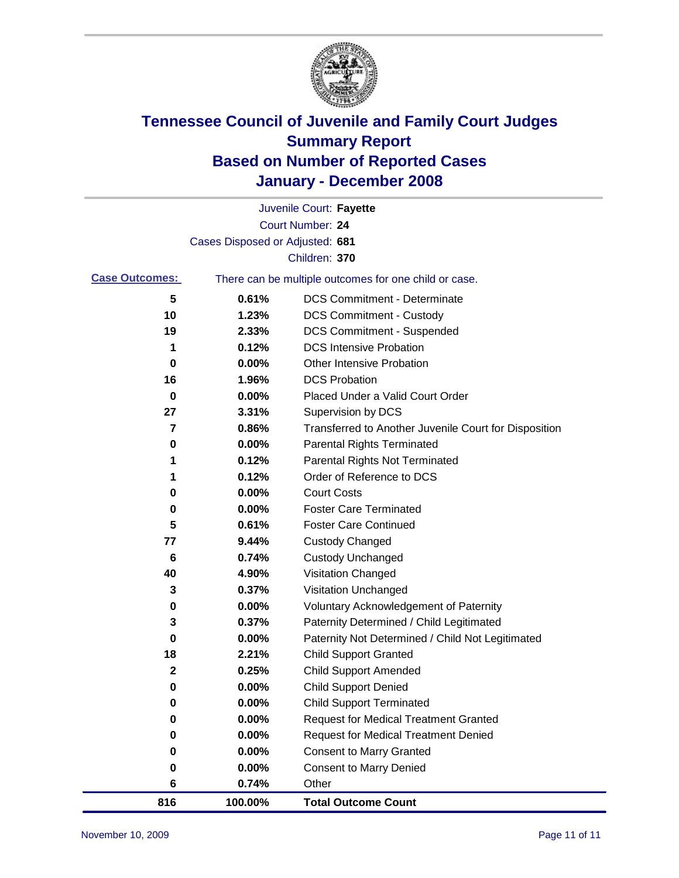# Tennessee Council of Juvenile and Family Court Judges
## Summary Report
## Based on Number of Reported Cases
## January - December 2008

Juvenile Court: **Fayette**

Court Number: **24**

Cases Disposed or Adjusted: **681**

Children: **370**

**Case Outcomes:** There can be multiple outcomes for one child or case.

| | | |
|---|---|---|
| 5 | 0.61% | DCS Commitment - Determinate |
| 10 | 1.23% | DCS Commitment - Custody |
| 19 | 2.33% | DCS Commitment - Suspended |
| 1 | 0.12% | DCS Intensive Probation |
| 0 | 0.00% | Other Intensive Probation |
| 16 | 1.96% | DCS Probation |
| 0 | 0.00% | Placed Under a Valid Court Order |
| 27 | 3.31% | Supervision by DCS |
| 7 | 0.86% | Transferred to Another Juvenile Court for Disposition |
| 0 | 0.00% | Parental Rights Terminated |
| 1 | 0.12% | Parental Rights Not Terminated |
| 1 | 0.12% | Order of Reference to DCS |
| 0 | 0.00% | Court Costs |
| 0 | 0.00% | Foster Care Terminated |
| 5 | 0.61% | Foster Care Continued |
| 77 | 9.44% | Custody Changed |
| 6 | 0.74% | Custody Unchanged |
| 40 | 4.90% | Visitation Changed |
| 3 | 0.37% | Visitation Unchanged |
| 0 | 0.00% | Voluntary Acknowledgement of Paternity |
| 3 | 0.37% | Paternity Determined / Child Legitimated |
| 0 | 0.00% | Paternity Not Determined / Child Not Legitimated |
| 18 | 2.21% | Child Support Granted |
| 2 | 0.25% | Child Support Amended |
| 0 | 0.00% | Child Support Denied |
| 0 | 0.00% | Child Support Terminated |
| 0 | 0.00% | Request for Medical Treatment Granted |
| 0 | 0.00% | Request for Medical Treatment Denied |
| 0 | 0.00% | Consent to Marry Granted |
| 0 | 0.00% | Consent to Marry Denied |
| 6 | 0.74% | Other |
| **816** | **100.00%** | **Total Outcome Count** |